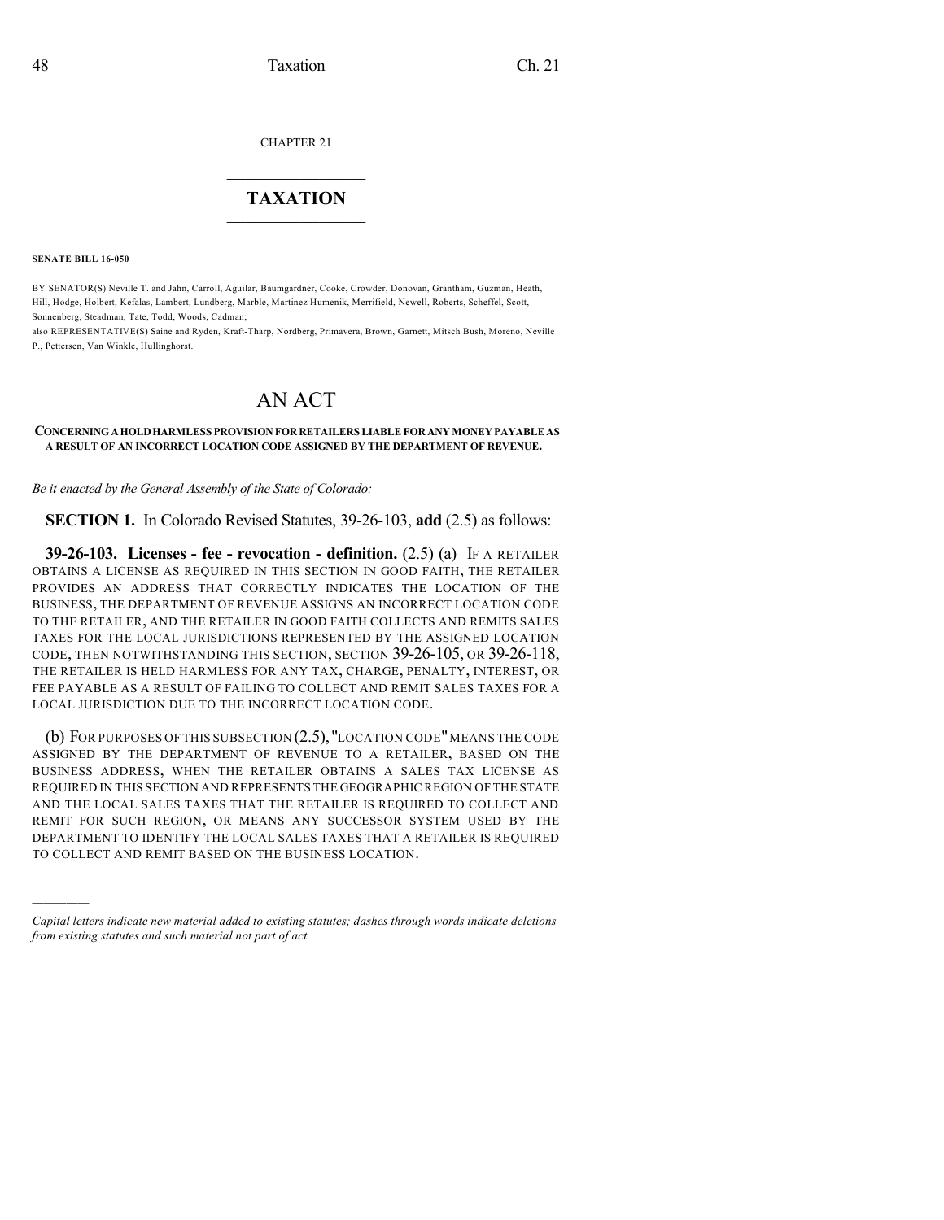CHAPTER 21

# TAXATION

**SENATE BILL 16-050**

BY SENATOR(S) Neville T. and Jahn, Carroll, Aguilar, Baumgardner, Cooke, Crowder, Donovan, Grantham, Guzman, Heath, Hill, Hodge, Holbert, Kefalas, Lambert, Lundberg, Marble, Martinez Humenik, Merrifield, Newell, Roberts, Scheffel, Scott, Sonnenberg, Steadman, Tate, Todd, Woods, Cadman;

also REPRESENTATIVE(S) Saine and Ryden, Kraft-Tharp, Nordberg, Primavera, Brown, Garnett, Mitsch Bush, Moreno, Neville P., Pettersen, Van Winkle, Hullinghorst.

# AN ACT

**CONCERNING A HOLD HARMLESS PROVISION FOR RETAILERS LIABLE FOR ANY MONEY PAYABLE AS A RESULT OF AN INCORRECT LOCATION CODE ASSIGNED BY THE DEPARTMENT OF REVENUE.**

*Be it enacted by the General Assembly of the State of Colorado:*

**SECTION 1.** In Colorado Revised Statutes, 39-26-103, **add** (2.5) as follows:

**39-26-103. Licenses - fee - revocation - definition.** (2.5) (a) IF A RETAILER OBTAINS A LICENSE AS REQUIRED IN THIS SECTION IN GOOD FAITH, THE RETAILER PROVIDES AN ADDRESS THAT CORRECTLY INDICATES THE LOCATION OF THE BUSINESS, THE DEPARTMENT OF REVENUE ASSIGNS AN INCORRECT LOCATION CODE TO THE RETAILER, AND THE RETAILER IN GOOD FAITH COLLECTS AND REMITS SALES TAXES FOR THE LOCAL JURISDICTIONS REPRESENTED BY THE ASSIGNED LOCATION CODE, THEN NOTWITHSTANDING THIS SECTION, SECTION 39-26-105, OR 39-26-118, THE RETAILER IS HELD HARMLESS FOR ANY TAX, CHARGE, PENALTY, INTEREST, OR FEE PAYABLE AS A RESULT OF FAILING TO COLLECT AND REMIT SALES TAXES FOR A LOCAL JURISDICTION DUE TO THE INCORRECT LOCATION CODE.

(b) FOR PURPOSES OF THIS SUBSECTION (2.5), "LOCATION CODE" MEANS THE CODE ASSIGNED BY THE DEPARTMENT OF REVENUE TO A RETAILER, BASED ON THE BUSINESS ADDRESS, WHEN THE RETAILER OBTAINS A SALES TAX LICENSE AS REQUIRED IN THIS SECTION AND REPRESENTS THE GEOGRAPHIC REGION OF THE STATE AND THE LOCAL SALES TAXES THAT THE RETAILER IS REQUIRED TO COLLECT AND REMIT FOR SUCH REGION, OR MEANS ANY SUCCESSOR SYSTEM USED BY THE DEPARTMENT TO IDENTIFY THE LOCAL SALES TAXES THAT A RETAILER IS REQUIRED TO COLLECT AND REMIT BASED ON THE BUSINESS LOCATION.

---

*Capital letters indicate new material added to existing statutes; dashes through words indicate deletions from existing statutes and such material not part of act.*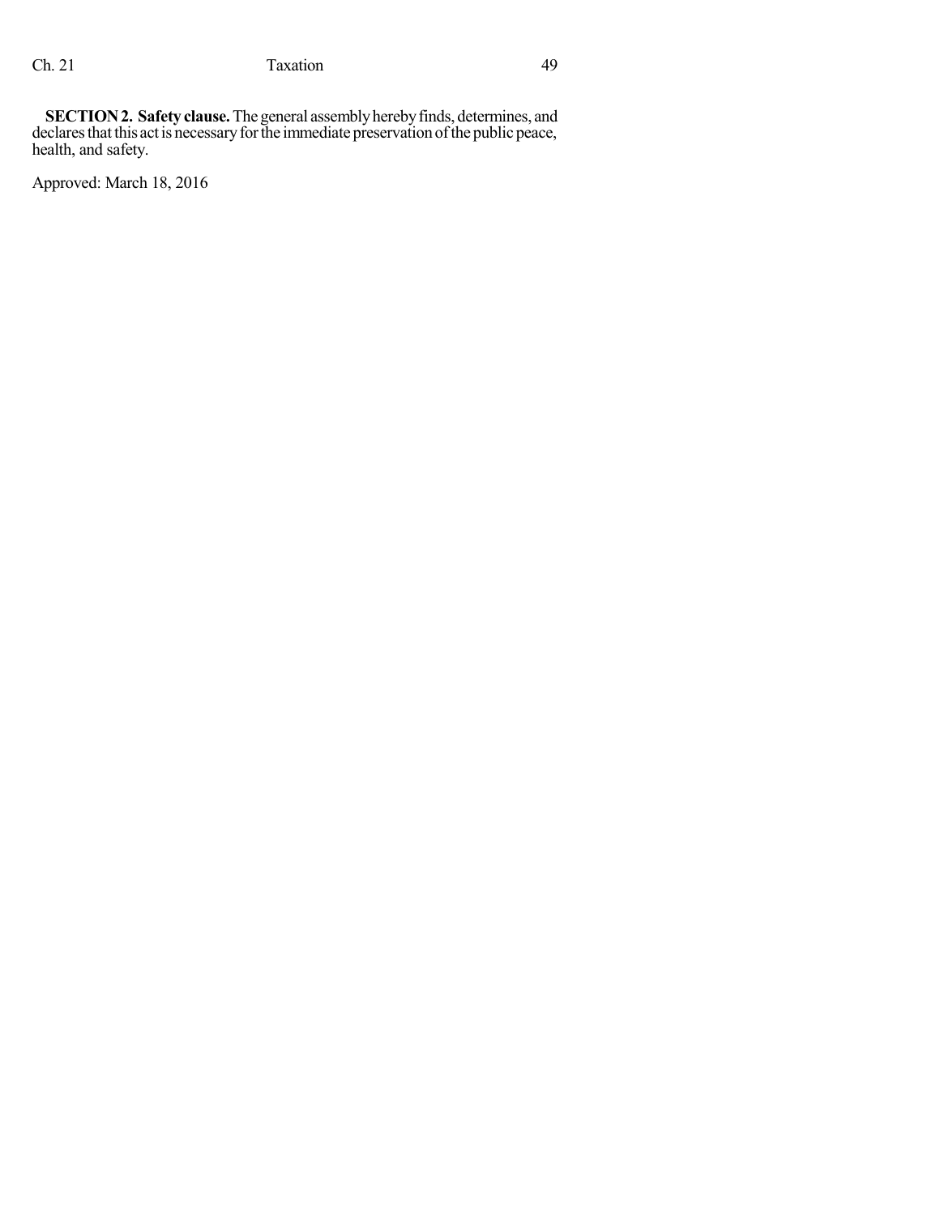**SECTION 2. Safety clause.** The general assembly hereby finds, determines, and declares that this act is necessary for the immediate preservation of the public peace, health, and safety.

Approved: March 18, 2016